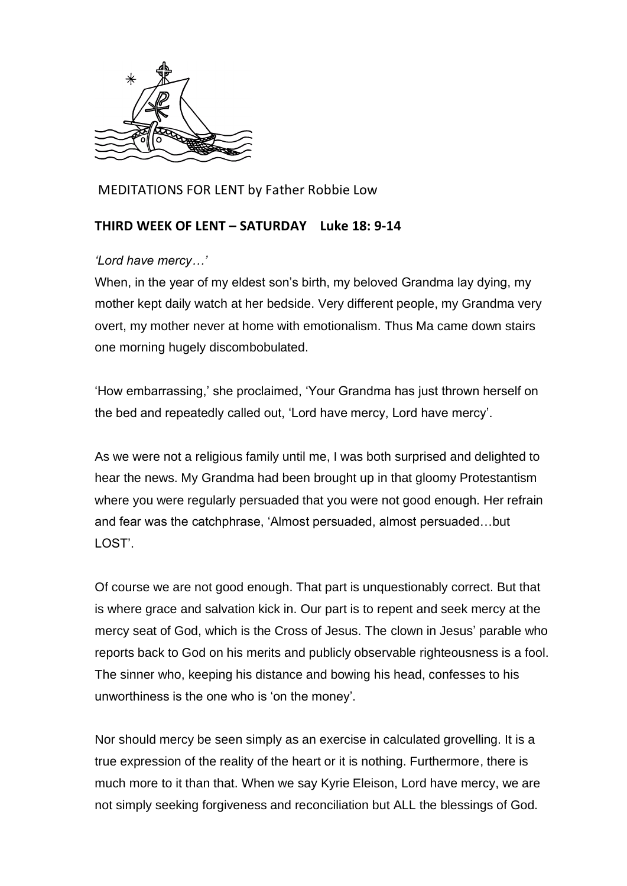MEDITATIONS FOR LENT by Father Robbie Low

**THIRD WEEK OF LENT – SATURDAY Luke 18: 9-14**

*'Lord have mercy…'*

When, in the year of my eldest son's birth, my beloved Grandma lay dying, my mother kept daily watch at her bedside. Very different people, my Grandma very overt, my mother never at home with emotionalism. Thus Ma came down stairs one morning hugely discombobulated.

'How embarrassing,' she proclaimed, 'Your Grandma has just thrown herself on the bed and repeatedly called out, 'Lord have mercy, Lord have mercy'.

As we were not a religious family until me, I was both surprised and delighted to hear the news. My Grandma had been brought up in that gloomy Protestantism where you were regularly persuaded that you were not good enough. Her refrain and fear was the catchphrase, 'Almost persuaded, almost persuaded…but LOST'.

Of course we are not good enough. That part is unquestionably correct. But that is where grace and salvation kick in. Our part is to repent and seek mercy at the mercy seat of God, which is the Cross of Jesus. The clown in Jesus' parable who reports back to God on his merits and publicly observable righteousness is a fool. The sinner who, keeping his distance and bowing his head, confesses to his unworthiness is the one who is 'on the money'.

Nor should mercy be seen simply as an exercise in calculated grovelling. It is a true expression of the reality of the heart or it is nothing. Furthermore, there is much more to it than that. When we say Kyrie Eleison, Lord have mercy, we are not simply seeking forgiveness and reconciliation but ALL the blessings of God.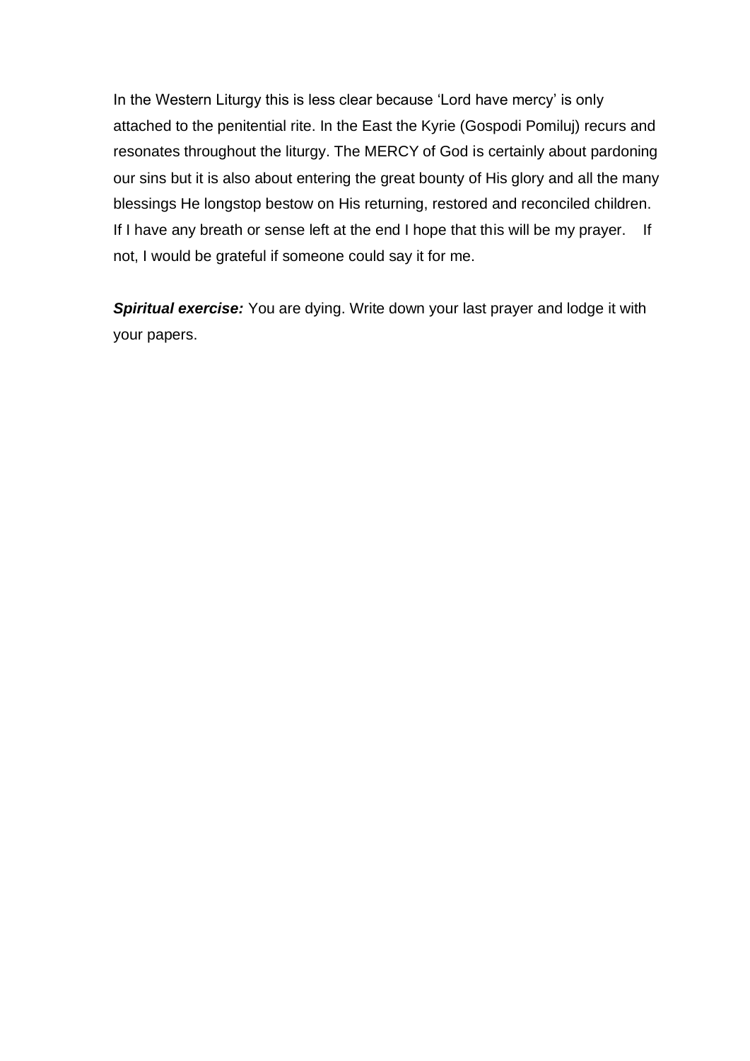In the Western Liturgy this is less clear because ‘Lord have mercy’ is only attached to the penitential rite. In the East the Kyrie (Gospodi Pomiluj) recurs and resonates throughout the liturgy. The MERCY of God is certainly about pardoning our sins but it is also about entering the great bounty of His glory and all the many blessings He longstop bestow on His returning, restored and reconciled children. If I have any breath or sense left at the end I hope that this will be my prayer. If not, I would be grateful if someone could say it for me.

***Spiritual exercise:*** You are dying. Write down your last prayer and lodge it with your papers.